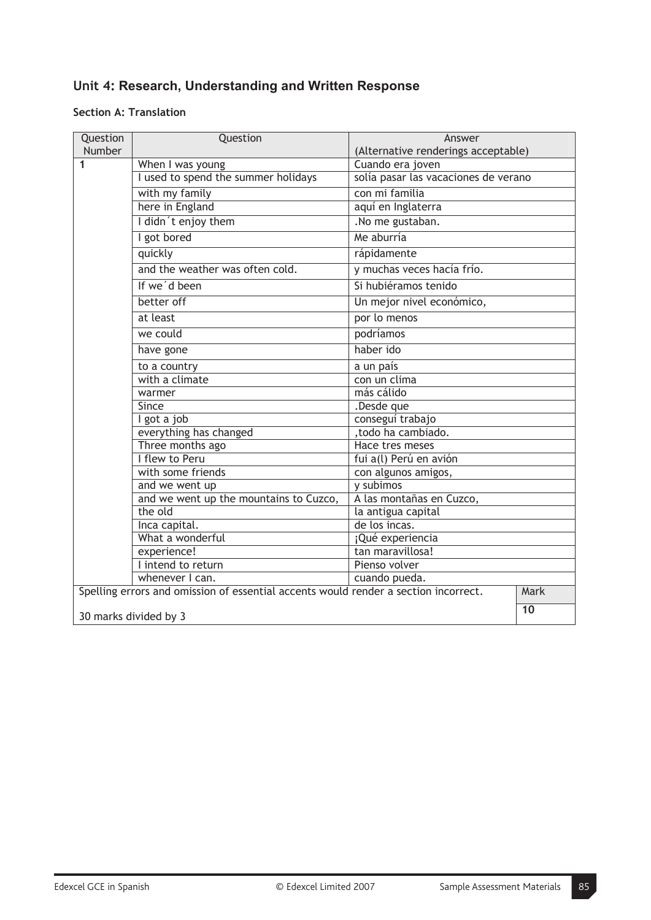## Unit 4: Research, Understanding and Written Response

### Section A: Translation

| Question Number | Question | Answer (Alternative renderings acceptable) | |
|---|---|---|---|
| **1** | When I was young | Cuando era joven | |
| | I used to spend the summer holidays | solía pasar las vacaciones de verano | |
| | with my family | con mi familia | |
| | here in England | aquí en Inglaterra | |
| | I didn´t enjoy them | .No me gustaban. | |
| | I got bored | Me aburría | |
| | quickly | rápidamente | |
| | and the weather was often cold. | y muchas veces hacía frío. | |
| | If we´d been | Si hubiéramos tenido | |
| | better off | Un mejor nivel económico, | |
| | at least | por lo menos | |
| | we could | podríamos | |
| | have gone | haber ido | |
| | to a country | a un país | |
| | with a climate | con un clima | |
| | warmer | más cálido | |
| | Since | .Desde que | |
| | I got a job | conseguí trabajo | |
| | everything has changed | ,todo ha cambiado. | |
| | Three months ago | Hace tres meses | |
| | I flew to Peru | fui a(l) Perú en avión | |
| | with some friends | con algunos amigos, | |
| | and we went up | y subimos | |
| | and we went up the mountains to Cuzco, | A las montañas en Cuzco, | |
| | the old | la antigua capital | |
| | Inca capital. | de los incas. | |
| | What a wonderful | ¡Qué experiencia | |
| | experience! | tan maravillosa! | |
| | I intend to return | Pienso volver | |
| | whenever I can. | cuando pueda. | |
| Spelling errors and omission of essential accents would render a section incorrect. | | | Mark |
| 30 marks divided by 3 | | | **10** |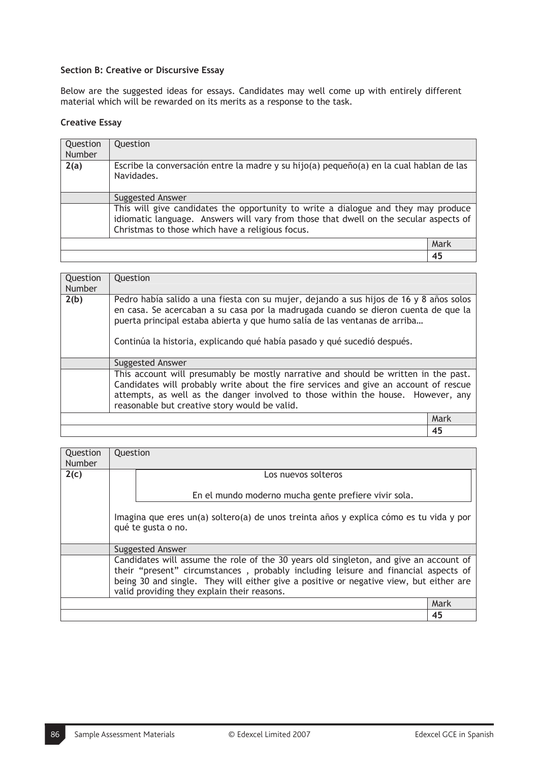### Section B: Creative or Discursive Essay

Below are the suggested ideas for essays. Candidates may well come up with entirely different material which will be rewarded on its merits as a response to the task.

### Creative Essay

| Question Number | Question | |
|---|---|---|
| **2(a)** | Escribe la conversación entre la madre y su hijo(a) pequeño(a) en la cual hablan de las Navidades. | |
| | Suggested Answer | |
| | This will give candidates the opportunity to write a dialogue and they may produce idiomatic language. Answers will vary from those that dwell on the secular aspects of Christmas to those which have a religious focus. | |
| | | Mark |
| | | **45** |

| Question Number | Question | |
|---|---|---|
| **2(b)** | Pedro había salido a una fiesta con su mujer, dejando a sus hijos de 16 y 8 años solos en casa. Se acercaban a su casa por la madrugada cuando se dieron cuenta de que la puerta principal estaba abierta y que humo salía de las ventanas de arriba… <br><br> Continúa la historia, explicando qué había pasado y qué sucedió después. | |
| | Suggested Answer | |
| | This account will presumably be mostly narrative and should be written in the past. Candidates will probably write about the fire services and give an account of rescue attempts, as well as the danger involved to those within the house. However, any reasonable but creative story would be valid. | |
| | | Mark |
| | | **45** |

| Question Number | Question | |
|---|---|---|
| **2(c)** | Los nuevos solteros <br><br> En el mundo moderno mucha gente prefiere vivir sola. <br><br> Imagina que eres un(a) soltero(a) de unos treinta años y explica cómo es tu vida y por qué te gusta o no. | |
| | Suggested Answer | |
| | Candidates will assume the role of the 30 years old singleton, and give an account of their "present" circumstances , probably including leisure and financial aspects of being 30 and single. They will either give a positive or negative view, but either are valid providing they explain their reasons. | |
| | | Mark |
| | | **45** |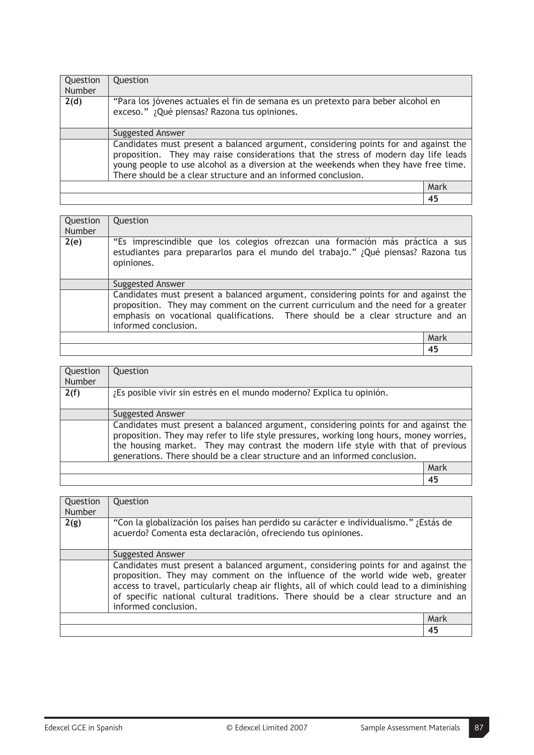| Question Number | Question | |
|---|---|---|
| 2(d) | "Para los jóvenes actuales el fin de semana es un pretexto para beber alcohol en exceso." ¿Qué piensas? Razona tus opiniones. | |
| | Suggested Answer | |
| | Candidates must present a balanced argument, considering points for and against the proposition. They may raise considerations that the stress of modern day life leads young people to use alcohol as a diversion at the weekends when they have free time. There should be a clear structure and an informed conclusion. | |
| | | Mark |
| | | **45** |

| Question Number | Question | |
|---|---|---|
| 2(e) | "Es imprescindible que los colegios ofrezcan una formación más práctica a sus estudiantes para prepararlos para el mundo del trabajo." ¿Qué piensas? Razona tus opiniones. | |
| | Suggested Answer | |
| | Candidates must present a balanced argument, considering points for and against the proposition. They may comment on the current curriculum and the need for a greater emphasis on vocational qualifications. There should be a clear structure and an informed conclusion. | |
| | | Mark |
| | | **45** |

| Question Number | Question | |
|---|---|---|
| 2(f) | ¿Es posible vivir sin estrés en el mundo moderno? Explica tu opinión. | |
| | Suggested Answer | |
| | Candidates must present a balanced argument, considering points for and against the proposition. They may refer to life style pressures, working long hours, money worries, the housing market. They may contrast the modern life style with that of previous generations. There should be a clear structure and an informed conclusion. | |
| | | Mark |
| | | **45** |

| Question Number | Question | |
|---|---|---|
| 2(g) | "Con la globalización los países han perdido su carácter e individualismo." ¿Estás de acuerdo? Comenta esta declaración, ofreciendo tus opiniones. | |
| | Suggested Answer | |
| | Candidates must present a balanced argument, considering points for and against the proposition. They may comment on the influence of the world wide web, greater access to travel, particularly cheap air flights, all of which could lead to a diminishing of specific national cultural traditions. There should be a clear structure and an informed conclusion. | |
| | | Mark |
| | | **45** |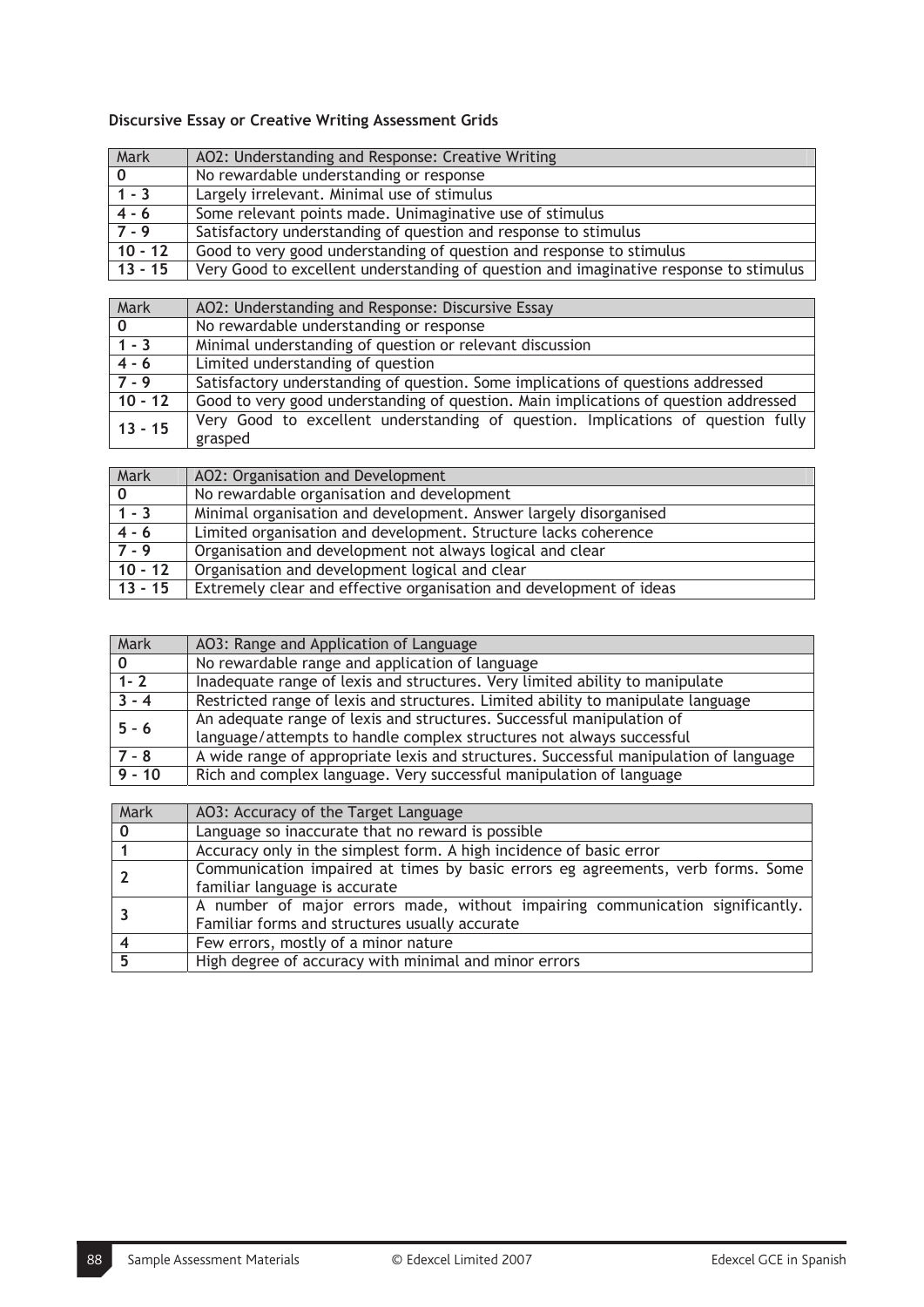**Discursive Essay or Creative Writing Assessment Grids**

| Mark | AO2: Understanding and Response: Creative Writing |
|---|---|
| **0** | No rewardable understanding or response |
| **1 - 3** | Largely irrelevant. Minimal use of stimulus |
| **4 - 6** | Some relevant points made. Unimaginative use of stimulus |
| **7 - 9** | Satisfactory understanding of question and response to stimulus |
| **10 - 12** | Good to very good understanding of question and response to stimulus |
| **13 - 15** | Very Good to excellent understanding of question and imaginative response to stimulus |

| Mark | AO2: Understanding and Response: Discursive Essay |
|---|---|
| **0** | No rewardable understanding or response |
| **1 - 3** | Minimal understanding of question or relevant discussion |
| **4 - 6** | Limited understanding of question |
| **7 - 9** | Satisfactory understanding of question. Some implications of questions addressed |
| **10 - 12** | Good to very good understanding of question. Main implications of question addressed |
| **13 - 15** | Very Good to excellent understanding of question. Implications of question fully grasped |

| Mark | AO2: Organisation and Development |
|---|---|
| **0** | No rewardable organisation and development |
| **1 - 3** | Minimal organisation and development. Answer largely disorganised |
| **4 - 6** | Limited organisation and development. Structure lacks coherence |
| **7 - 9** | Organisation and development not always logical and clear |
| **10 - 12** | Organisation and development logical and clear |
| **13 - 15** | Extremely clear and effective organisation and development of ideas |

| Mark | AO3: Range and Application of Language |
|---|---|
| **0** | No rewardable range and application of language |
| **1- 2** | Inadequate range of lexis and structures. Very limited ability to manipulate |
| **3 - 4** | Restricted range of lexis and structures. Limited ability to manipulate language |
| **5 - 6** | An adequate range of lexis and structures. Successful manipulation of language/attempts to handle complex structures not always successful |
| **7 - 8** | A wide range of appropriate lexis and structures. Successful manipulation of language |
| **9 - 10** | Rich and complex language. Very successful manipulation of language |

| Mark | AO3: Accuracy of the Target Language |
|---|---|
| **0** | Language so inaccurate that no reward is possible |
| **1** | Accuracy only in the simplest form. A high incidence of basic error |
| **2** | Communication impaired at times by basic errors eg agreements, verb forms. Some familiar language is accurate |
| **3** | A number of major errors made, without impairing communication significantly. Familiar forms and structures usually accurate |
| **4** | Few errors, mostly of a minor nature |
| **5** | High degree of accuracy with minimal and minor errors |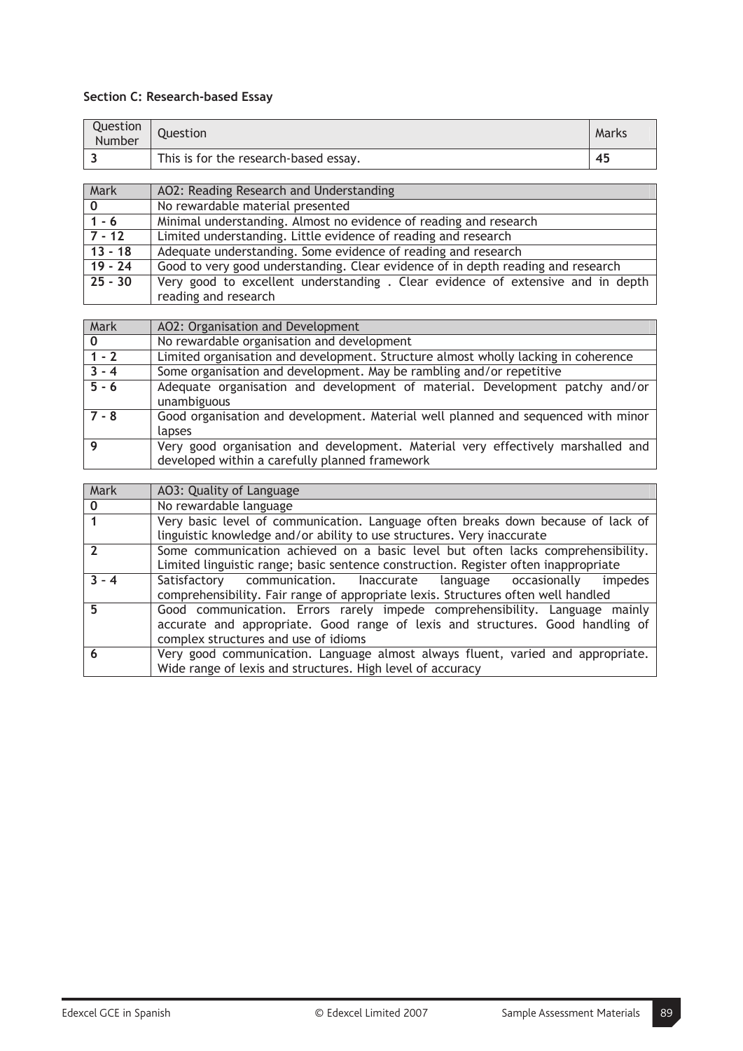**Section C: Research-based Essay**

| Question Number | Question | Marks |
|---|---|---|
| **3** | This is for the research-based essay. | **45** |

| Mark | AO2: Reading Research and Understanding |
|---|---|
| **0** | No rewardable material presented |
| **1 - 6** | Minimal understanding. Almost no evidence of reading and research |
| **7 - 12** | Limited understanding. Little evidence of reading and research |
| **13 - 18** | Adequate understanding. Some evidence of reading and research |
| **19 - 24** | Good to very good understanding. Clear evidence of in depth reading and research |
| **25 - 30** | Very good to excellent understanding . Clear evidence of extensive and in depth reading and research |

| Mark | AO2: Organisation and Development |
|---|---|
| **0** | No rewardable organisation and development |
| **1 - 2** | Limited organisation and development. Structure almost wholly lacking in coherence |
| **3 - 4** | Some organisation and development. May be rambling and/or repetitive |
| **5 - 6** | Adequate organisation and development of material. Development patchy and/or unambiguous |
| **7 - 8** | Good organisation and development. Material well planned and sequenced with minor lapses |
| **9** | Very good organisation and development. Material very effectively marshalled and developed within a carefully planned framework |

| Mark | AO3: Quality of Language |
|---|---|
| **0** | No rewardable language |
| **1** | Very basic level of communication. Language often breaks down because of lack of linguistic knowledge and/or ability to use structures. Very inaccurate |
| **2** | Some communication achieved on a basic level but often lacks comprehensibility. Limited linguistic range; basic sentence construction. Register often inappropriate |
| **3 - 4** | Satisfactory communication. Inaccurate language occasionally impedes comprehensibility. Fair range of appropriate lexis. Structures often well handled |
| **5** | Good communication. Errors rarely impede comprehensibility. Language mainly accurate and appropriate. Good range of lexis and structures. Good handling of complex structures and use of idioms |
| **6** | Very good communication. Language almost always fluent, varied and appropriate. Wide range of lexis and structures. High level of accuracy |